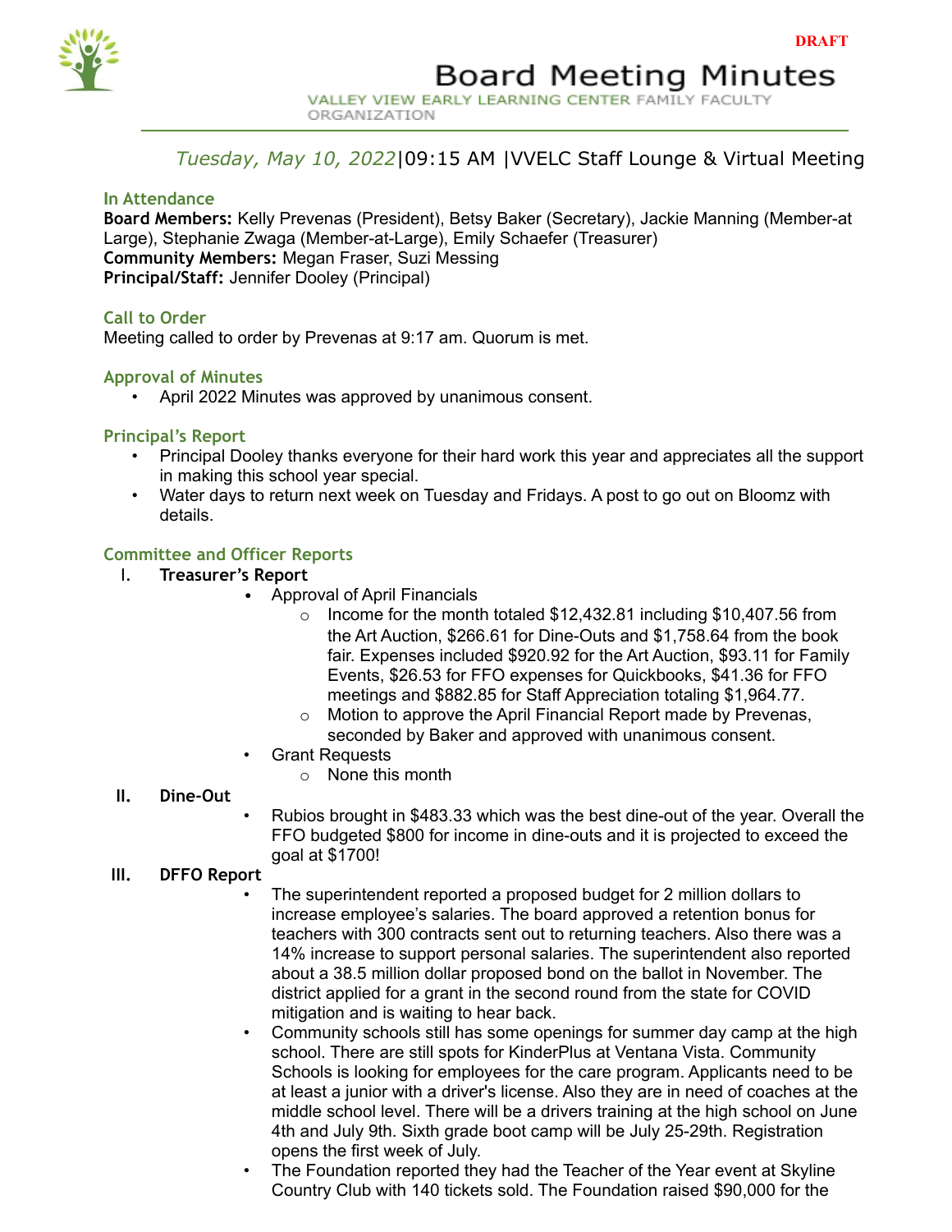DRAFT

# Board Meeting Minutes

VALLEY VIEW EARLY LEARNING CENTER FAMILY FACULTY ORGANIZATION

*Tuesday, May 10, 2022*|09:15 AM |VVELC Staff Lounge & Virtual Meeting

## In Attendance

**Board Members:** Kelly Prevenas (President), Betsy Baker (Secretary), Jackie Manning (Member-at Large), Stephanie Zwaga (Member-at-Large), Emily Schaefer (Treasurer)
**Community Members:** Megan Fraser, Suzi Messing
**Principal/Staff:** Jennifer Dooley (Principal)

## Call to Order

Meeting called to order by Prevenas at 9:17 am. Quorum is met.

## Approval of Minutes

- April 2022 Minutes was approved by unanimous consent.

## Principal's Report

- Principal Dooley thanks everyone for their hard work this year and appreciates all the support in making this school year special.
- Water days to return next week on Tuesday and Fridays. A post to go out on Bloomz with details.

## Committee and Officer Reports

I. **Treasurer's Report**
   - Approval of April Financials
     - Income for the month totaled $12,432.81 including $10,407.56 from the Art Auction, $266.61 for Dine-Outs and $1,758.64 from the book fair. Expenses included $920.92 for the Art Auction, $93.11 for Family Events, $26.53 for FFO expenses for Quickbooks, $41.36 for FFO meetings and $882.85 for Staff Appreciation totaling $1,964.77.
     - Motion to approve the April Financial Report made by Prevenas, seconded by Baker and approved with unanimous consent.
   - Grant Requests
     - None this month

II. **Dine-Out**
   - Rubios brought in $483.33 which was the best dine-out of the year. Overall the FFO budgeted $800 for income in dine-outs and it is projected to exceed the goal at $1700!

III. **DFFO Report**
   - The superintendent reported a proposed budget for 2 million dollars to increase employee's salaries. The board approved a retention bonus for teachers with 300 contracts sent out to returning teachers. Also there was a 14% increase to support personal salaries. The superintendent also reported about a 38.5 million dollar proposed bond on the ballot in November. The district applied for a grant in the second round from the state for COVID mitigation and is waiting to hear back.
   - Community schools still has some openings for summer day camp at the high school. There are still spots for KinderPlus at Ventana Vista. Community Schools is looking for employees for the care program. Applicants need to be at least a junior with a driver's license. Also they are in need of coaches at the middle school level. There will be a drivers training at the high school on June 4th and July 9th. Sixth grade boot camp will be July 25-29th. Registration opens the first week of July.
   - The Foundation reported they had the Teacher of the Year event at Skyline Country Club with 140 tickets sold. The Foundation raised $90,000 for the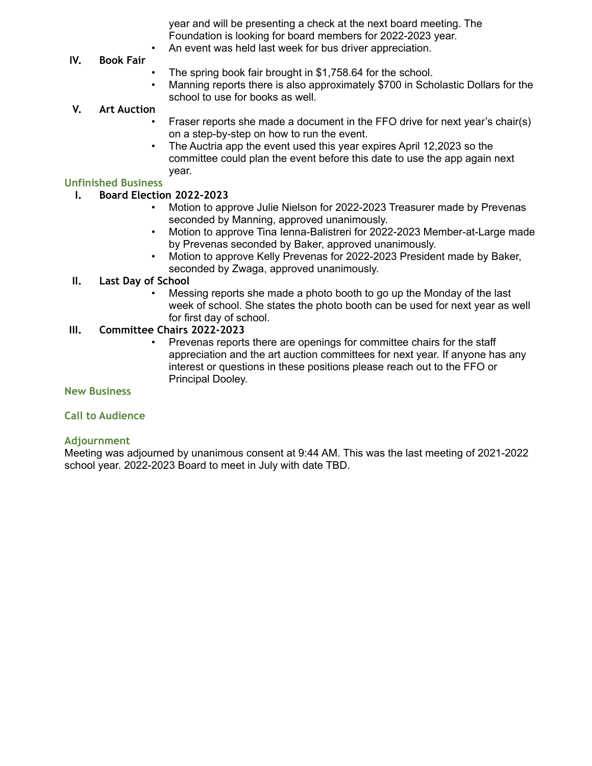year and will be presenting a check at the next board meeting. The Foundation is looking for board members for 2022-2023 year.
- An event was held last week for bus driver appreciation.

**IV. Book Fair**

- The spring book fair brought in $1,758.64 for the school.
- Manning reports there is also approximately $700 in Scholastic Dollars for the school to use for books as well.

**V. Art Auction**

- Fraser reports she made a document in the FFO drive for next year's chair(s) on a step-by-step on how to run the event.
- The Auctria app the event used this year expires April 12,2023 so the committee could plan the event before this date to use the app again next year.

## Unfinished Business

**I. Board Election 2022-2023**

- Motion to approve Julie Nielson for 2022-2023 Treasurer made by Prevenas seconded by Manning, approved unanimously.
- Motion to approve Tina Ienna-Balistreri for 2022-2023 Member-at-Large made by Prevenas seconded by Baker, approved unanimously.
- Motion to approve Kelly Prevenas for 2022-2023 President made by Baker, seconded by Zwaga, approved unanimously.

**II. Last Day of School**

- Messing reports she made a photo booth to go up the Monday of the last week of school. She states the photo booth can be used for next year as well for first day of school.

**III. Committee Chairs 2022-2023**

- Prevenas reports there are openings for committee chairs for the staff appreciation and the art auction committees for next year. If anyone has any interest or questions in these positions please reach out to the FFO or Principal Dooley.

## New Business

## Call to Audience

## Adjournment

Meeting was adjourned by unanimous consent at 9:44 AM. This was the last meeting of 2021-2022 school year. 2022-2023 Board to meet in July with date TBD.